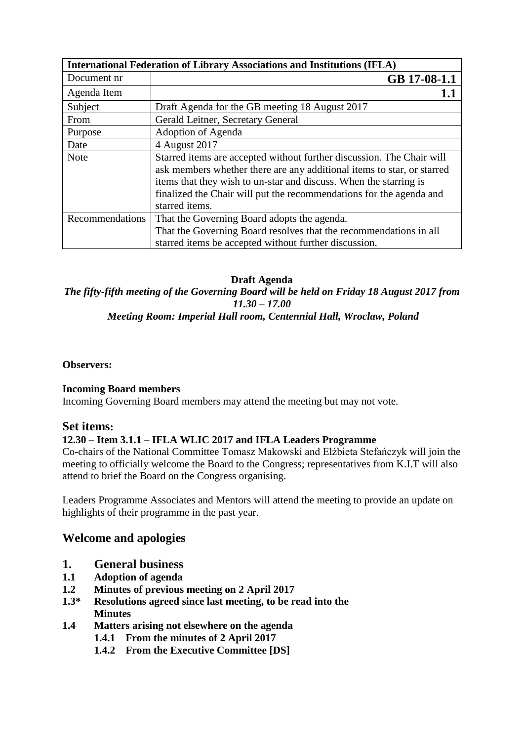| International Federation of Library Associations and Institutions (IFLA) | |
|---|---|
| Document nr | **GB 17-08-1.1** |
| Agenda Item | **1.1** |
| Subject | Draft Agenda for the GB meeting 18 August 2017 |
| From | Gerald Leitner, Secretary General |
| Purpose | Adoption of Agenda |
| Date | 4 August 2017 |
| Note | Starred items are accepted without further discussion. The Chair will ask members whether there are any additional items to star, or starred items that they wish to un-star and discuss. When the starring is finalized the Chair will put the recommendations for the agenda and starred items. |
| Recommendations | That the Governing Board adopts the agenda. That the Governing Board resolves that the recommendations in all starred items be accepted without further discussion. |

**Draft Agenda**

***The fifty-fifth meeting of the Governing Board will be held on Friday 18 August 2017 from 11.30 – 17.00***

***Meeting Room: Imperial Hall room, Centennial Hall, Wroclaw, Poland***

**Observers:**

**Incoming Board members**

Incoming Governing Board members may attend the meeting but may not vote.

## Set items:

**12.30 – Item 3.1.1 – IFLA WLIC 2017 and IFLA Leaders Programme**

Co-chairs of the National Committee Tomasz Makowski and Elźbieta Stefańczyk will join the meeting to officially welcome the Board to the Congress; representatives from K.I.T will also attend to brief the Board on the Congress organising.

Leaders Programme Associates and Mentors will attend the meeting to provide an update on highlights of their programme in the past year.

## Welcome and apologies

## 1. General business

**1.1 Adoption of agenda**

**1.2 Minutes of previous meeting on 2 April 2017**

**1.3* Resolutions agreed since last meeting, to be read into the Minutes**

**1.4 Matters arising not elsewhere on the agenda**

- **1.4.1 From the minutes of 2 April 2017**
- **1.4.2 From the Executive Committee [DS]**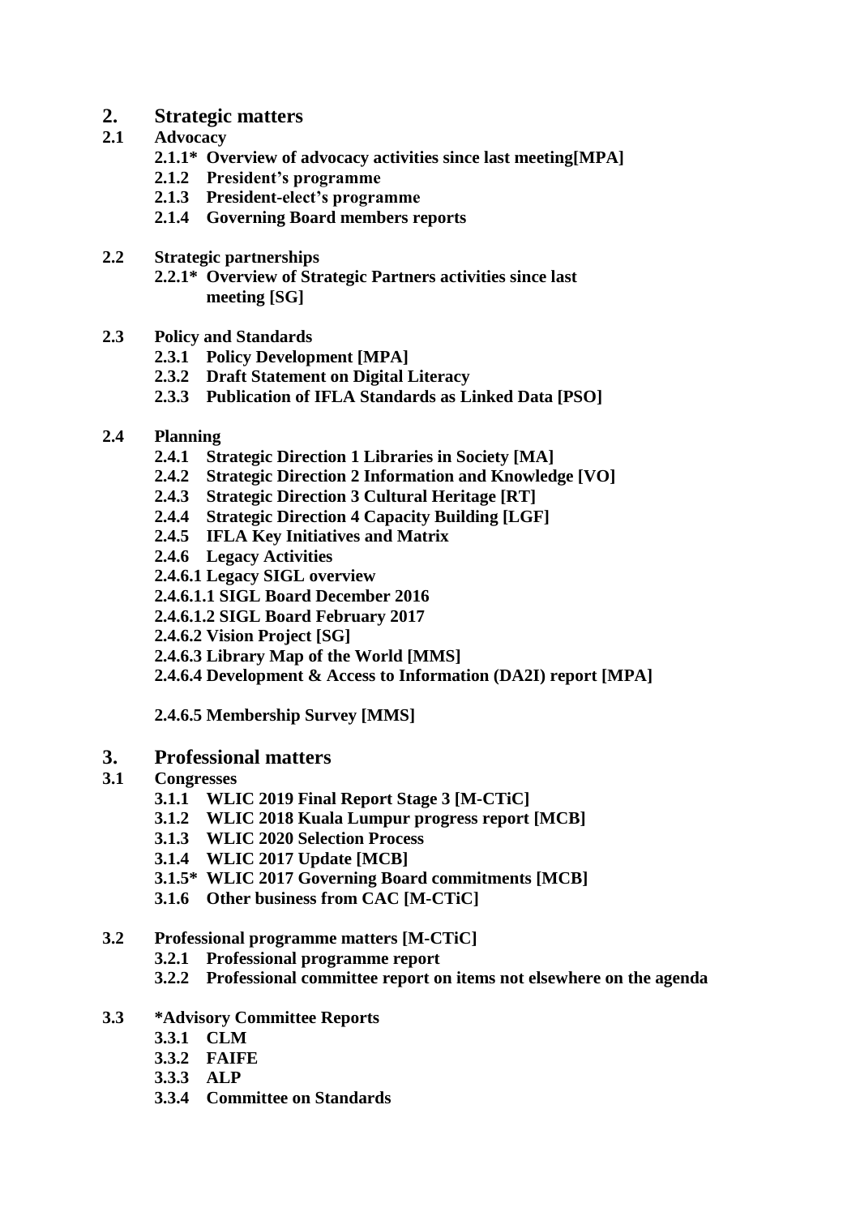## 2. Strategic matters

### 2.1 Advocacy

- **2.1.1* Overview of advocacy activities since last meeting[MPA]**
- **2.1.2 President's programme**
- **2.1.3 President-elect's programme**
- **2.1.4 Governing Board members reports**

### 2.2 Strategic partnerships

- **2.2.1* Overview of Strategic Partners activities since last meeting [SG]**

### 2.3 Policy and Standards

- **2.3.1 Policy Development [MPA]**
- **2.3.2 Draft Statement on Digital Literacy**
- **2.3.3 Publication of IFLA Standards as Linked Data [PSO]**

### 2.4 Planning

- **2.4.1 Strategic Direction 1 Libraries in Society [MA]**
- **2.4.2 Strategic Direction 2 Information and Knowledge [VO]**
- **2.4.3 Strategic Direction 3 Cultural Heritage [RT]**
- **2.4.4 Strategic Direction 4 Capacity Building [LGF]**
- **2.4.5 IFLA Key Initiatives and Matrix**
- **2.4.6 Legacy Activities**
- **2.4.6.1 Legacy SIGL overview**
- **2.4.6.1.1 SIGL Board December 2016**
- **2.4.6.1.2 SIGL Board February 2017**
- **2.4.6.2 Vision Project [SG]**
- **2.4.6.3 Library Map of the World [MMS]**
- **2.4.6.4 Development & Access to Information (DA2I) report [MPA]**
- **2.4.6.5 Membership Survey [MMS]**

## 3. Professional matters

### 3.1 Congresses

- **3.1.1 WLIC 2019 Final Report Stage 3 [M-CTiC]**
- **3.1.2 WLIC 2018 Kuala Lumpur progress report [MCB]**
- **3.1.3 WLIC 2020 Selection Process**
- **3.1.4 WLIC 2017 Update [MCB]**
- **3.1.5* WLIC 2017 Governing Board commitments [MCB]**
- **3.1.6 Other business from CAC [M-CTiC]**

### 3.2 Professional programme matters [M-CTiC]

- **3.2.1 Professional programme report**
- **3.2.2 Professional committee report on items not elsewhere on the agenda**

### 3.3 *Advisory Committee Reports

- **3.3.1 CLM**
- **3.3.2 FAIFE**
- **3.3.3 ALP**
- **3.3.4 Committee on Standards**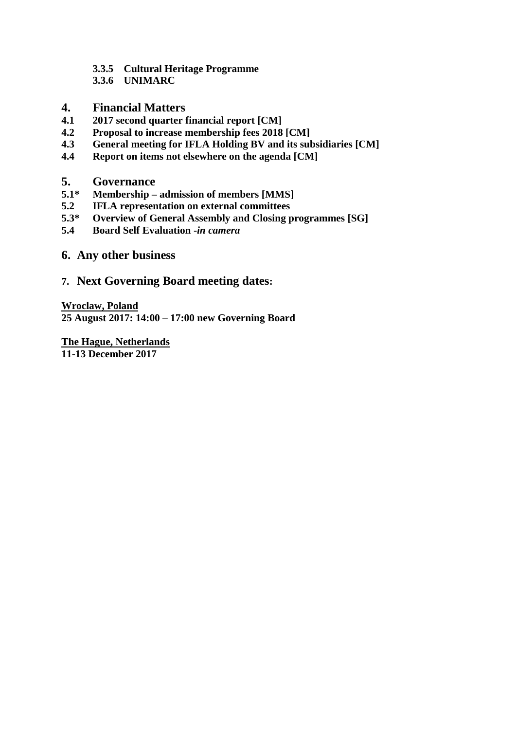**3.3.5 Cultural Heritage Programme**

**3.3.6 UNIMARC**

## 4. Financial Matters

**4.1 2017 second quarter financial report [CM]**

**4.2 Proposal to increase membership fees 2018 [CM]**

**4.3 General meeting for IFLA Holding BV and its subsidiaries [CM]**

**4.4 Report on items not elsewhere on the agenda [CM]**

## 5. Governance

**5.1* Membership – admission of members [MMS]**

**5.2 IFLA representation on external committees**

**5.3* Overview of General Assembly and Closing programmes [SG]**

**5.4 Board Self Evaluation -*in camera***

## 6. Any other business

## 7. Next Governing Board meeting dates:

**<u>Wroclaw, Poland</u>**
**25 August 2017: 14:00 – 17:00 new Governing Board**

**<u>The Hague, Netherlands</u>**
**11-13 December 2017**